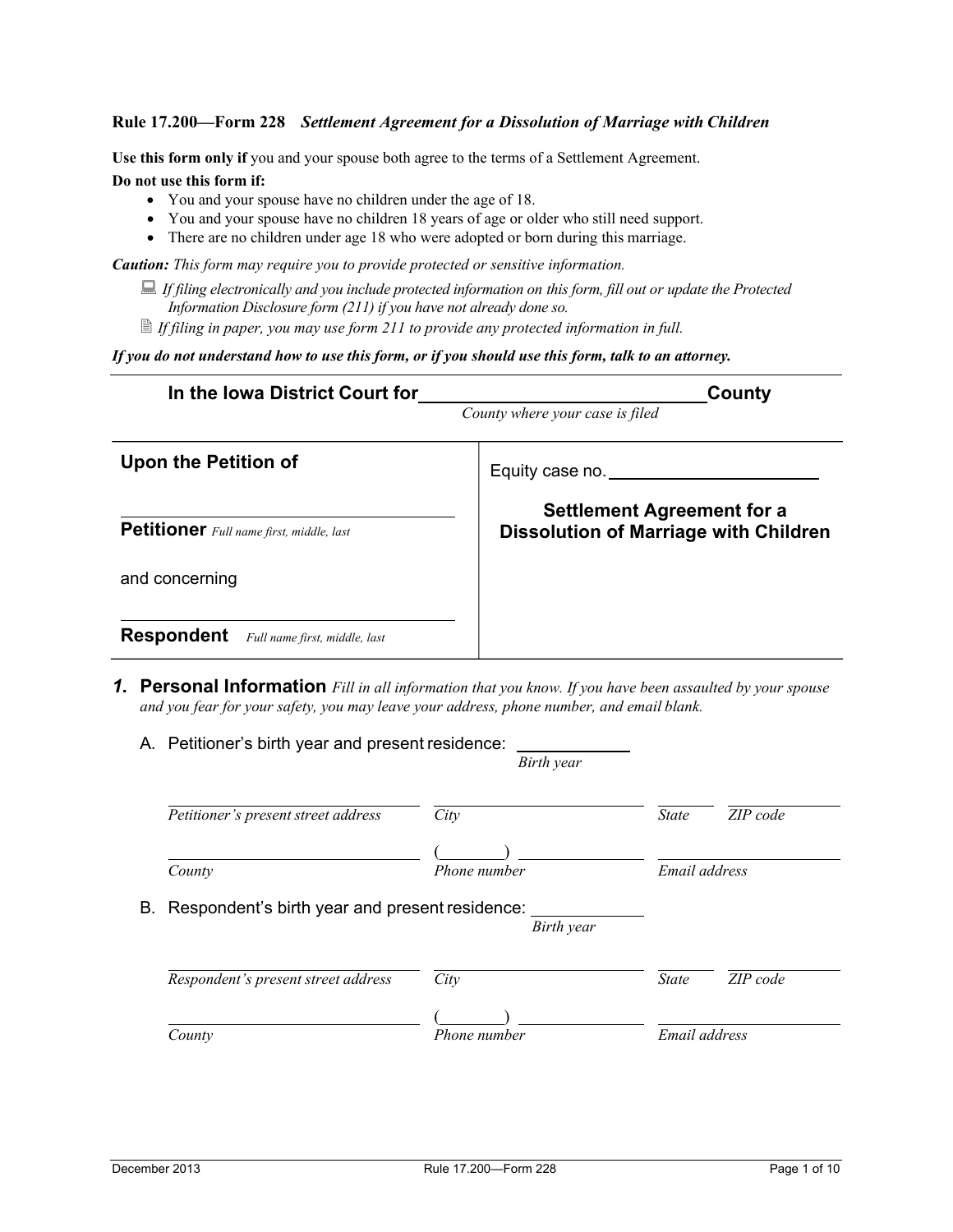**Rule 17.200—Form 228** ***Settlement Agreement for a Dissolution of Marriage with Children***

**Use this form only if** you and your spouse both agree to the terms of a Settlement Agreement.

**Do not use this form if:**

- You and your spouse have no children under the age of 18.
- You and your spouse have no children 18 years of age or older who still need support.
- There are no children under age 18 who were adopted or born during this marriage.

***Caution:*** *This form may require you to provide protected or sensitive information.*

- *If filing electronically and you include protected information on this form, fill out or update the Protected Information Disclosure form (211) if you have not already done so.*
- *If filing in paper, you may use form 211 to provide any protected information in full.*

***If you do not understand how to use this form, or if you should use this form, talk to an attorney.***

---

**In the Iowa District Court for \_\_\_\_\_\_\_\_\_\_\_\_\_\_\_\_\_\_\_\_\_\_\_\_\_\_ County**

*County where your case is filed*

| | |
|---|---|
| **Upon the Petition of**<br><br>\_\_\_\_\_\_\_\_\_\_\_\_\_\_\_\_\_\_\_\_\_\_\_\_\_\_<br>**Petitioner** *Full name first, middle, last*<br><br>and concerning<br><br>\_\_\_\_\_\_\_\_\_\_\_\_\_\_\_\_\_\_\_\_\_\_\_\_\_\_<br>**Respondent** *Full name first, middle, last* | Equity case no. \_\_\_\_\_\_\_\_\_\_\_\_\_\_\_\_\_\_\_\_<br><br>**Settlement Agreement for a Dissolution of Marriage with Children** |

## 1. Personal Information

*Fill in all information that you know. If you have been assaulted by your spouse and you fear for your safety, you may leave your address, phone number, and email blank.*

A. Petitioner's birth year and present residence: \_\_\_\_\_\_\_\_\_\_\_\_
*Birth year*

\_\_\_\_\_\_\_\_\_\_\_\_\_\_\_\_\_\_\_\_ \_\_\_\_\_\_\_\_\_\_\_\_\_\_\_\_\_\_\_\_ \_\_\_\_\_\_ \_\_\_\_\_\_\_\_\_\_
*Petitioner's present street address* *City* *State* *ZIP code*

\_\_\_\_\_\_\_\_\_\_\_\_\_\_\_\_\_\_\_\_ (\_\_\_\_\_\_) \_\_\_\_\_\_\_\_\_\_\_\_ \_\_\_\_\_\_\_\_\_\_\_\_\_\_\_\_\_\_\_\_
*County* *Phone number* *Email address*

B. Respondent's birth year and present residence: \_\_\_\_\_\_\_\_\_\_\_\_
*Birth year*

\_\_\_\_\_\_\_\_\_\_\_\_\_\_\_\_\_\_\_\_ \_\_\_\_\_\_\_\_\_\_\_\_\_\_\_\_\_\_\_\_ \_\_\_\_\_\_ \_\_\_\_\_\_\_\_\_\_
*Respondent's present street address* *City* *State* *ZIP code*

\_\_\_\_\_\_\_\_\_\_\_\_\_\_\_\_\_\_\_\_ (\_\_\_\_\_\_) \_\_\_\_\_\_\_\_\_\_\_\_ \_\_\_\_\_\_\_\_\_\_\_\_\_\_\_\_\_\_\_\_
*County* *Phone number* *Email address*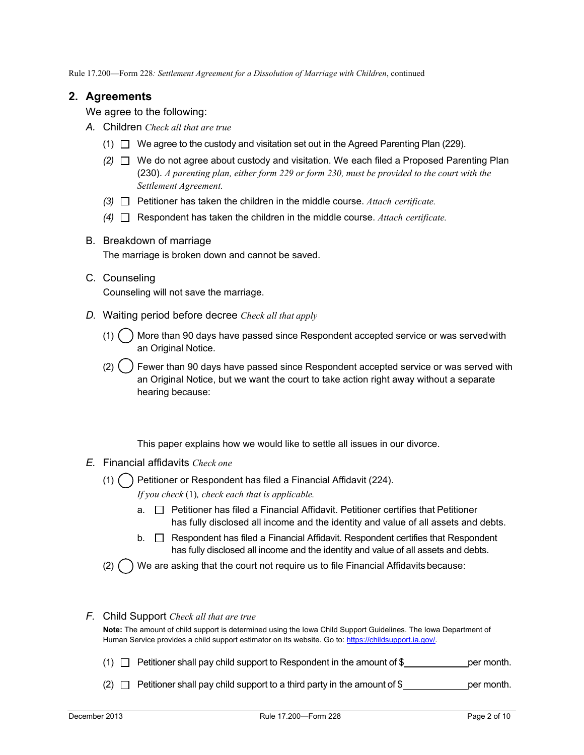## 2. Agreements

We agree to the following:

*A.* Children *Check all that are true*

(1) ☐ We agree to the custody and visitation set out in the Agreed Parenting Plan (229).

*(2)* ☐ We do not agree about custody and visitation. We each filed a Proposed Parenting Plan (230). *A parenting plan, either form 229 or form 230, must be provided to the court with the Settlement Agreement.*

*(3)* ☐ Petitioner has taken the children in the middle course. *Attach certificate.*

*(4)* ☐ Respondent has taken the children in the middle course. *Attach certificate.*

B. Breakdown of marriage

The marriage is broken down and cannot be saved.

C. Counseling

Counseling will not save the marriage.

*D.* Waiting period before decree *Check all that apply*

(1) ◯ More than 90 days have passed since Respondent accepted service or was served with an Original Notice.

(2) ◯ Fewer than 90 days have passed since Respondent accepted service or was served with an Original Notice, but we want the court to take action right away without a separate hearing because:

This paper explains how we would like to settle all issues in our divorce.

*E.* Financial affidavits *Check one*

(1) ◯ Petitioner or Respondent has filed a Financial Affidavit (224).

*If you check* (1)*, check each that is applicable.*

a. ☐ Petitioner has filed a Financial Affidavit. Petitioner certifies that Petitioner has fully disclosed all income and the identity and value of all assets and debts.

b. ☐ Respondent has filed a Financial Affidavit. Respondent certifies that Respondent has fully disclosed all income and the identity and value of all assets and debts.

(2) ◯ We are asking that the court not require us to file Financial Affidavits because:

*F.* Child Support *Check all that are true*

**Note:** The amount of child support is determined using the Iowa Child Support Guidelines. The Iowa Department of Human Service provides a child support estimator on its website. Go to: https://childsupport.ia.gov/.

(1) ☐ Petitioner shall pay child support to Respondent in the amount of $____________ per month.

(2) ☐ Petitioner shall pay child support to a third party in the amount of $____________ per month.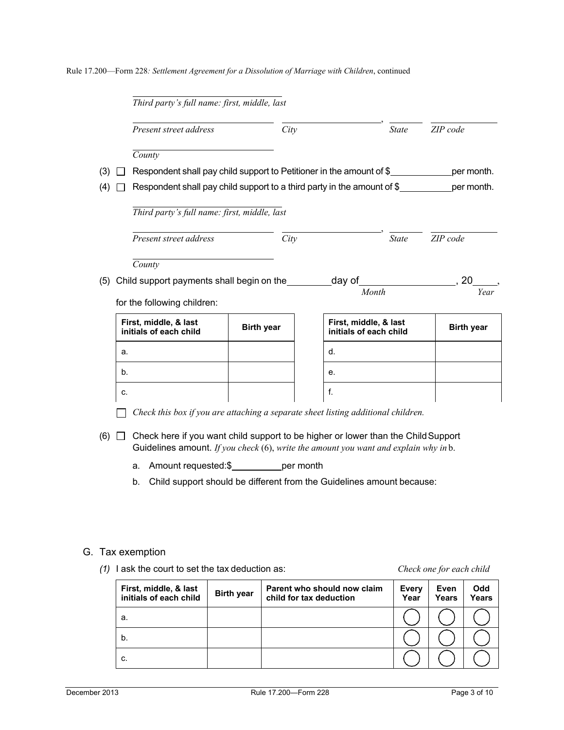Rule 17.200—Form 228*: Settlement Agreement for a Dissolution of Marriage with Children*, continued

______________________________
*Third party's full name: first, middle, last*

______________________________ ______________________, ________ ____________
*Present street address* *City* *State* *ZIP code*

______________________________
*County*

(3) ☐ Respondent shall pay child support to Petitioner in the amount of $____________per month.

(4) ☐ Respondent shall pay child support to a third party in the amount of $__________per month.

______________________________
*Third party's full name: first, middle, last*

______________________________ ______________________, ________ ____________
*Present street address* *City* *State* *ZIP code*

______________________________
*County*

(5) Child support payments shall begin on the________day of__________________, 20____,
*Month* *Year*

for the following children:

| First, middle, & last initials of each child | Birth year |
|---|---|
| a. | |
| b. | |
| c. | |

| First, middle, & last initials of each child | Birth year |
|---|---|
| d. | |
| e. | |
| f. | |

☐ *Check this box if you are attaching a separate sheet listing additional children.*

(6) ☐ Check here if you want child support to be higher or lower than the Child Support Guidelines amount. *If you check* (6), *write the amount you want and explain why in* b.

a. Amount requested:$__________per month

b. Child support should be different from the Guidelines amount because:

## G. Tax exemption

*(1)* I ask the court to set the tax deduction as: *Check one for each child*

| First, middle, & last initials of each child | Birth year | Parent who should now claim child for tax deduction | Every Year | Even Years | Odd Years |
|---|---|---|---|---|---|
| a. | | | ◯ | ◯ | ◯ |
| b. | | | ◯ | ◯ | ◯ |
| c. | | | ◯ | ◯ | ◯ |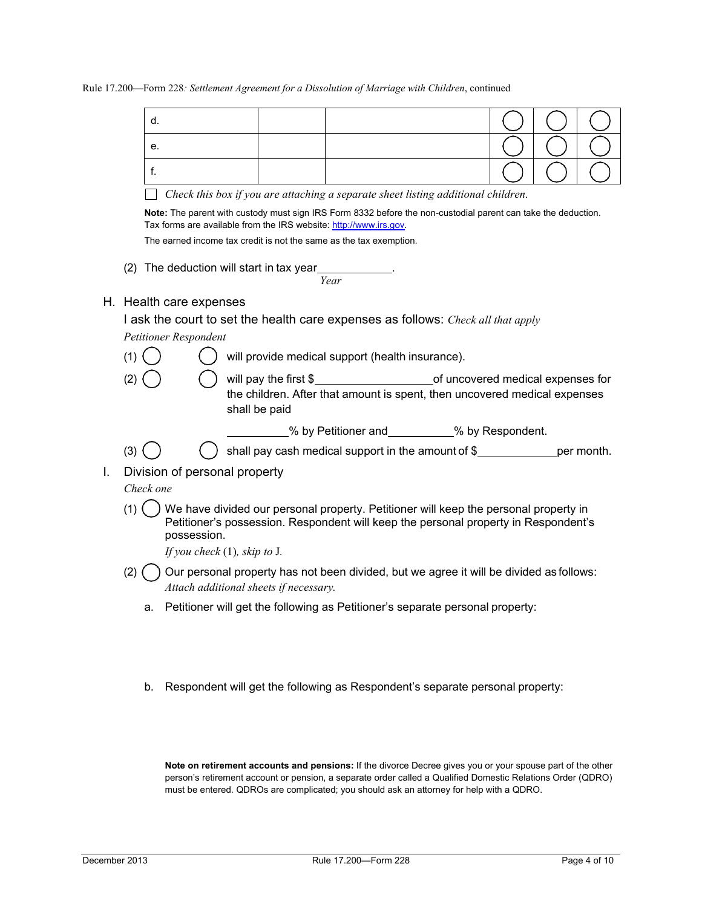| d. | | | ◯ | ◯ | ◯ |
|---|---|---|---|---|---|
| e. | | | ◯ | ◯ | ◯ |
| f. | | | ◯ | ◯ | ◯ |

☐ *Check this box if you are attaching a separate sheet listing additional children.*

**Note:** The parent with custody must sign IRS Form 8332 before the non-custodial parent can take the deduction. Tax forms are available from the IRS website: http://www.irs.gov.

The earned income tax credit is not the same as the tax exemption.

(2) The deduction will start in tax year____________.
*Year*

H. Health care expenses

I ask the court to set the health care expenses as follows: *Check all that apply*

*Petitioner Respondent*

(1) ◯ ◯ will provide medical support (health insurance).

(2) ◯ ◯ will pay the first $__________________of uncovered medical expenses for the children. After that amount is spent, then uncovered medical expenses shall be paid

__________% by Petitioner and__________% by Respondent.

(3) ◯ ◯ shall pay cash medical support in the amount of $____________per month.

I. Division of personal property

*Check one*

(1) ◯ We have divided our personal property. Petitioner will keep the personal property in Petitioner's possession. Respondent will keep the personal property in Respondent's possession.

*If you check* (1)*, skip to* J.

(2) ◯ Our personal property has not been divided, but we agree it will be divided as follows: *Attach additional sheets if necessary.*

a. Petitioner will get the following as Petitioner's separate personal property:

b. Respondent will get the following as Respondent's separate personal property:

**Note on retirement accounts and pensions:** If the divorce Decree gives you or your spouse part of the other person's retirement account or pension, a separate order called a Qualified Domestic Relations Order (QDRO) must be entered. QDROs are complicated; you should ask an attorney for help with a QDRO.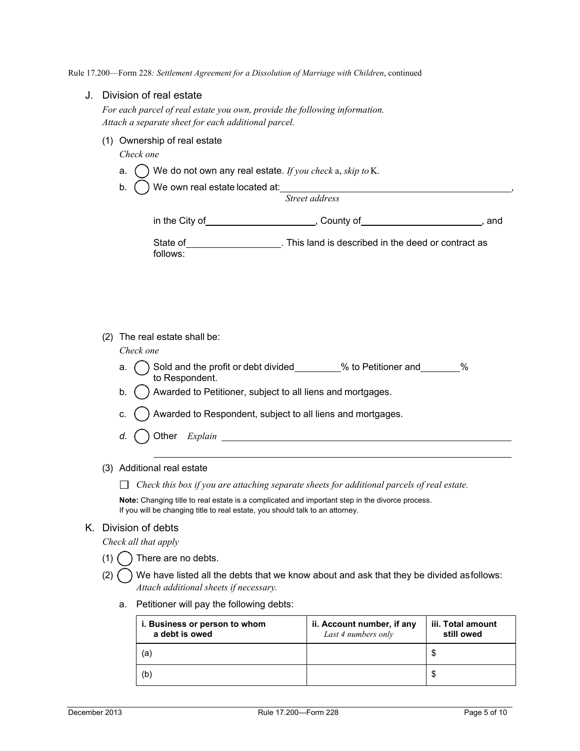Rule 17.200—Form 228*: Settlement Agreement for a Dissolution of Marriage with Children*, continued

## J. Division of real estate

*For each parcel of real estate you own, provide the following information.*
*Attach a separate sheet for each additional parcel.*

(1) Ownership of real estate

*Check one*

a. ◯ We do not own any real estate. *If you check* a, *skip to* K.

b. ◯ We own real estate located at: ______________________________,
*Street address*

in the City of ____________________, County of ______________________, and

State of __________________. This land is described in the deed or contract as follows:

(2) The real estate shall be:

*Check one*

a. ◯ Sold and the profit or debt divided ________% to Petitioner and _______% to Respondent.

b. ◯ Awarded to Petitioner, subject to all liens and mortgages.

c. ◯ Awarded to Respondent, subject to all liens and mortgages.

*d.* ◯ Other *Explain* ____________________________________________

(3) Additional real estate

☐ *Check this box if you are attaching separate sheets for additional parcels of real estate.*

**Note:** Changing title to real estate is a complicated and important step in the divorce process. If you will be changing title to real estate, you should talk to an attorney.

## K. Division of debts

*Check all that apply*

(1) ◯ There are no debts.

(2) ◯ We have listed all the debts that we know about and ask that they be divided as follows:
*Attach additional sheets if necessary.*

a. Petitioner will pay the following debts:

| i. Business or person to whom a debt is owed | ii. Account number, if any *Last 4 numbers only* | iii. Total amount still owed |
|---|---|---|
| (a) | | $ |
| (b) | | $ |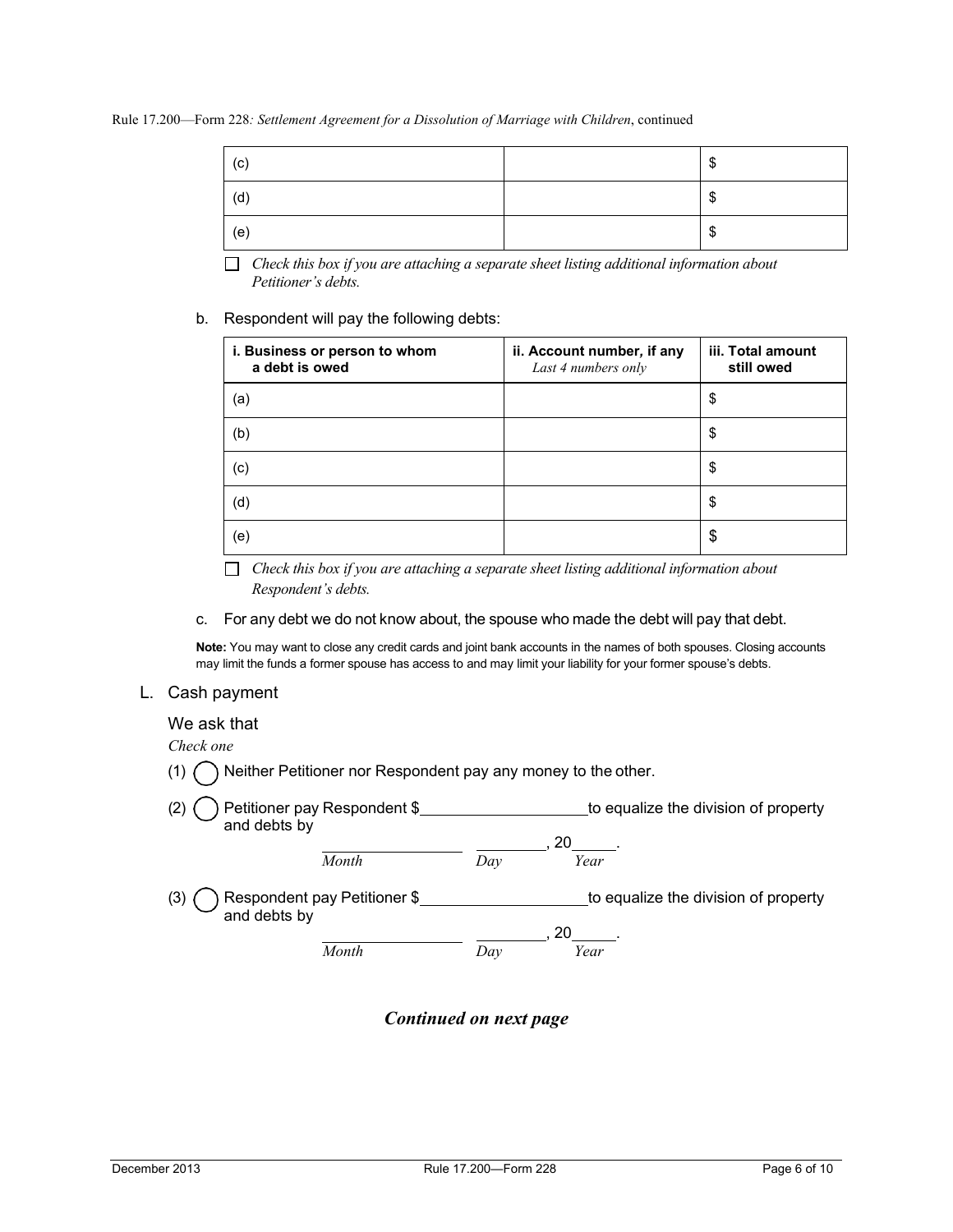| | | |
|---|---|---|
| (c) | | $ |
| (d) | | $ |
| (e) | | $ |

☐ *Check this box if you are attaching a separate sheet listing additional information about Petitioner's debts.*

b. Respondent will pay the following debts:

| i. Business or person to whom a debt is owed | ii. Account number, if any *Last 4 numbers only* | iii. Total amount still owed |
|---|---|---|
| (a) | | $ |
| (b) | | $ |
| (c) | | $ |
| (d) | | $ |
| (e) | | $ |

☐ *Check this box if you are attaching a separate sheet listing additional information about Respondent's debts.*

c. For any debt we do not know about, the spouse who made the debt will pay that debt.

**Note:** You may want to close any credit cards and joint bank accounts in the names of both spouses. Closing accounts may limit the funds a former spouse has access to and may limit your liability for your former spouse's debts.

L. Cash payment

We ask that

*Check one*

(1) ◯ Neither Petitioner nor Respondent pay any money to the other.

(2) ◯ Petitioner pay Respondent $__________________ to equalize the division of property and debts by

__________________ ________, 20_____.
*Month* *Day* *Year*

(3) ◯ Respondent pay Petitioner $__________________ to equalize the division of property and debts by

__________________ ________, 20_____.
*Month* *Day* *Year*

***Continued on next page***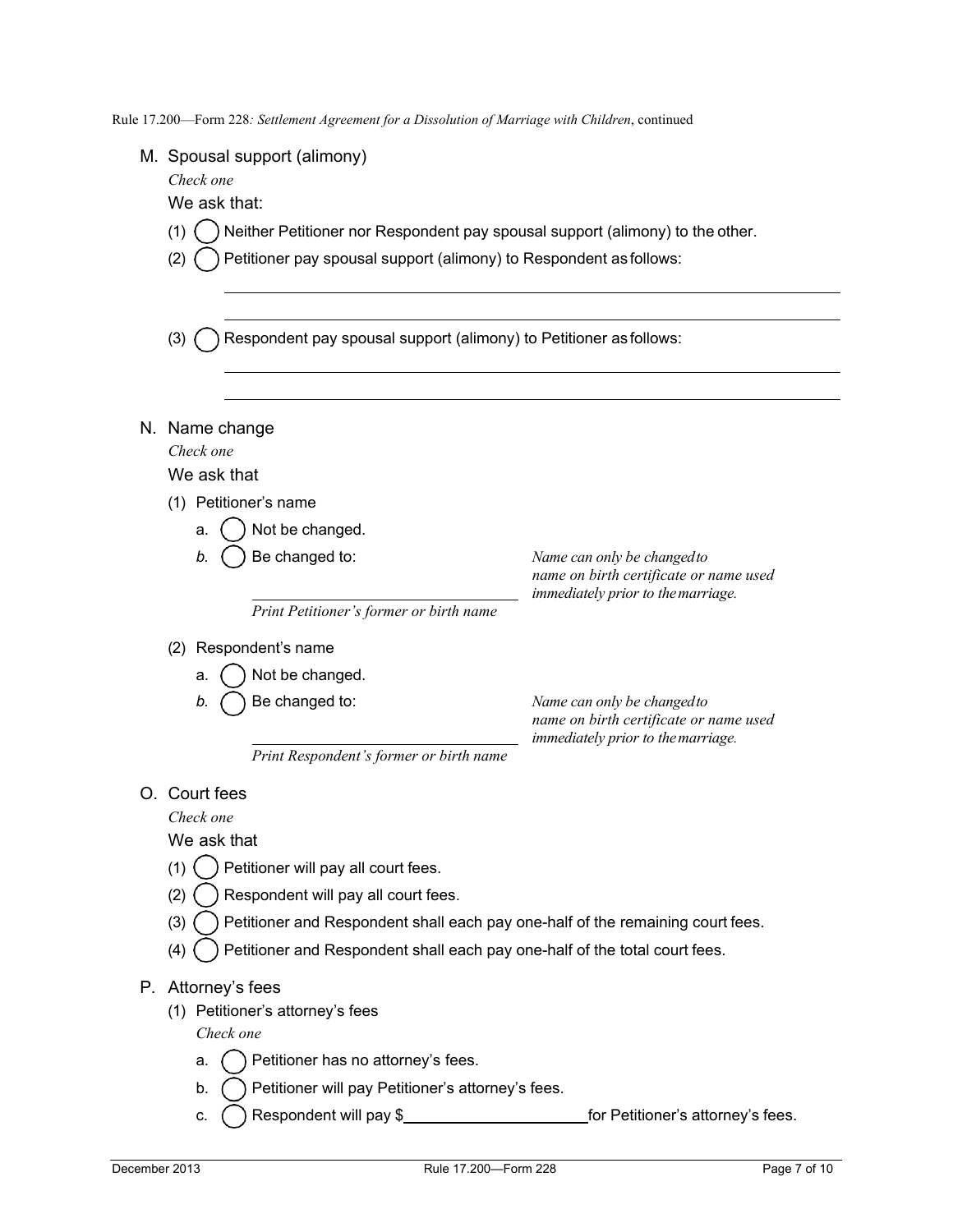Rule 17.200—Form 228*: Settlement Agreement for a Dissolution of Marriage with Children*, continued

M. Spousal support (alimony)

*Check one*

We ask that:

(1) ◯ Neither Petitioner nor Respondent pay spousal support (alimony) to the other.

(2) ◯ Petitioner pay spousal support (alimony) to Respondent as follows:

\_\_\_\_\_\_\_\_\_\_\_\_\_\_\_\_\_\_\_\_\_\_\_\_\_\_\_\_\_\_\_\_\_\_\_\_\_\_\_\_\_\_\_\_\_\_\_\_\_\_\_\_\_\_\_\_\_\_\_\_

\_\_\_\_\_\_\_\_\_\_\_\_\_\_\_\_\_\_\_\_\_\_\_\_\_\_\_\_\_\_\_\_\_\_\_\_\_\_\_\_\_\_\_\_\_\_\_\_\_\_\_\_\_\_\_\_\_\_\_\_

(3) ◯ Respondent pay spousal support (alimony) to Petitioner as follows:

\_\_\_\_\_\_\_\_\_\_\_\_\_\_\_\_\_\_\_\_\_\_\_\_\_\_\_\_\_\_\_\_\_\_\_\_\_\_\_\_\_\_\_\_\_\_\_\_\_\_\_\_\_\_\_\_\_\_\_\_

\_\_\_\_\_\_\_\_\_\_\_\_\_\_\_\_\_\_\_\_\_\_\_\_\_\_\_\_\_\_\_\_\_\_\_\_\_\_\_\_\_\_\_\_\_\_\_\_\_\_\_\_\_\_\_\_\_\_\_\_

N. Name change

*Check one*

We ask that

(1) Petitioner's name

a. ◯ Not be changed.

*b.* ◯ Be changed to:

\_\_\_\_\_\_\_\_\_\_\_\_\_\_\_\_\_\_\_\_\_\_\_\_\_\_\_\_\_\_\_\_

*Print Petitioner's former or birth name*

*Name can only be changed to name on birth certificate or name used immediately prior to the marriage.*

(2) Respondent's name

a. ◯ Not be changed.

*b.* ◯ Be changed to:

\_\_\_\_\_\_\_\_\_\_\_\_\_\_\_\_\_\_\_\_\_\_\_\_\_\_\_\_\_\_\_\_

*Print Respondent's former or birth name*

*Name can only be changed to name on birth certificate or name used immediately prior to the marriage.*

O. Court fees

*Check one*

We ask that

(1) ◯ Petitioner will pay all court fees.

(2) ◯ Respondent will pay all court fees.

(3) ◯ Petitioner and Respondent shall each pay one-half of the remaining court fees.

(4) ◯ Petitioner and Respondent shall each pay one-half of the total court fees.

P. Attorney's fees

(1) Petitioner's attorney's fees

*Check one*

a. ◯ Petitioner has no attorney's fees.

b. ◯ Petitioner will pay Petitioner's attorney's fees.

c. ◯ Respondent will pay $\_\_\_\_\_\_\_\_\_\_\_\_\_\_\_\_\_\_\_\_\_\_ for Petitioner's attorney's fees.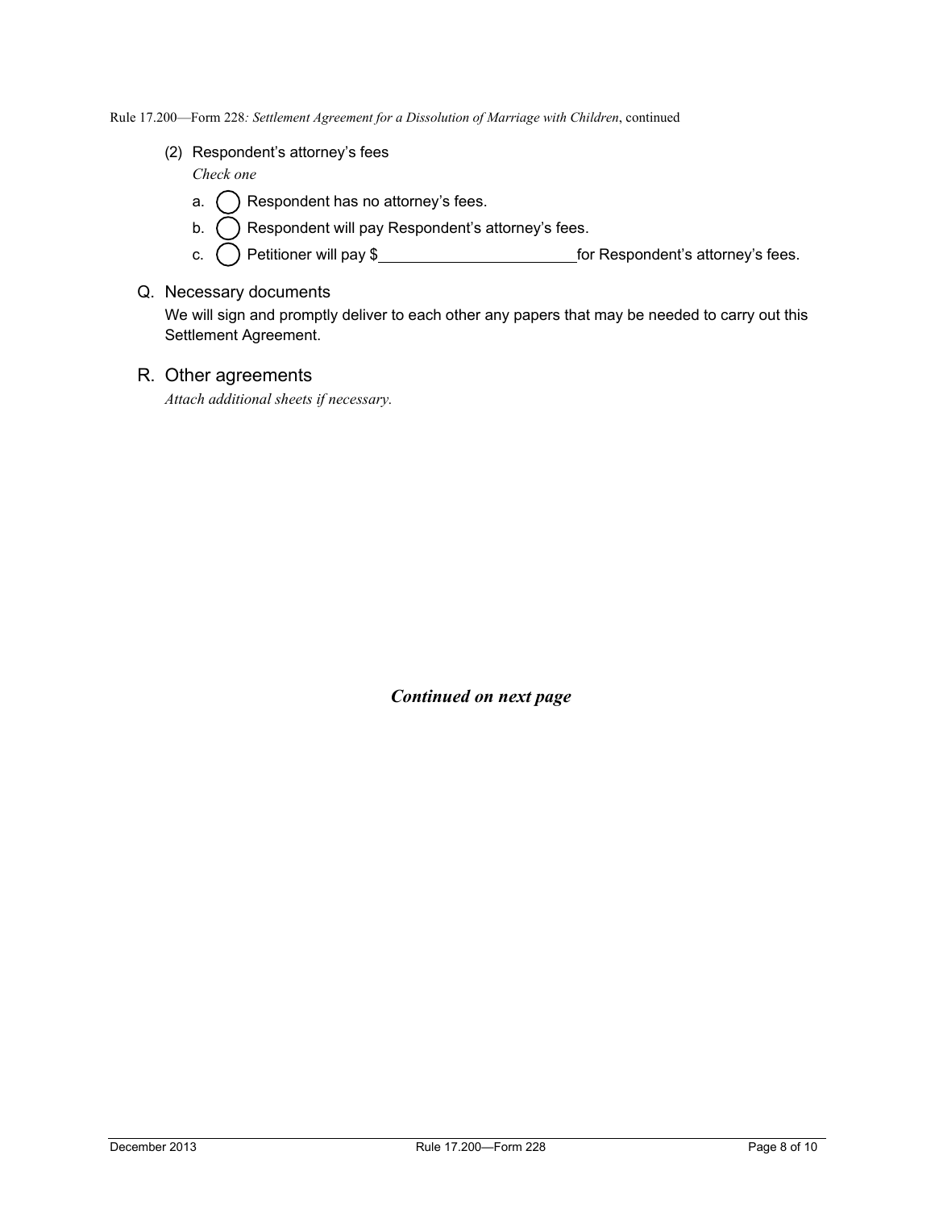(2) Respondent's attorney's fees

*Check one*

a. ◯ Respondent has no attorney's fees.

b. ◯ Respondent will pay Respondent's attorney's fees.

c. ◯ Petitioner will pay $________________________ for Respondent's attorney's fees.

## Q. Necessary documents

We will sign and promptly deliver to each other any papers that may be needed to carry out this Settlement Agreement.

## R. Other agreements

*Attach additional sheets if necessary.*

***Continued on next page***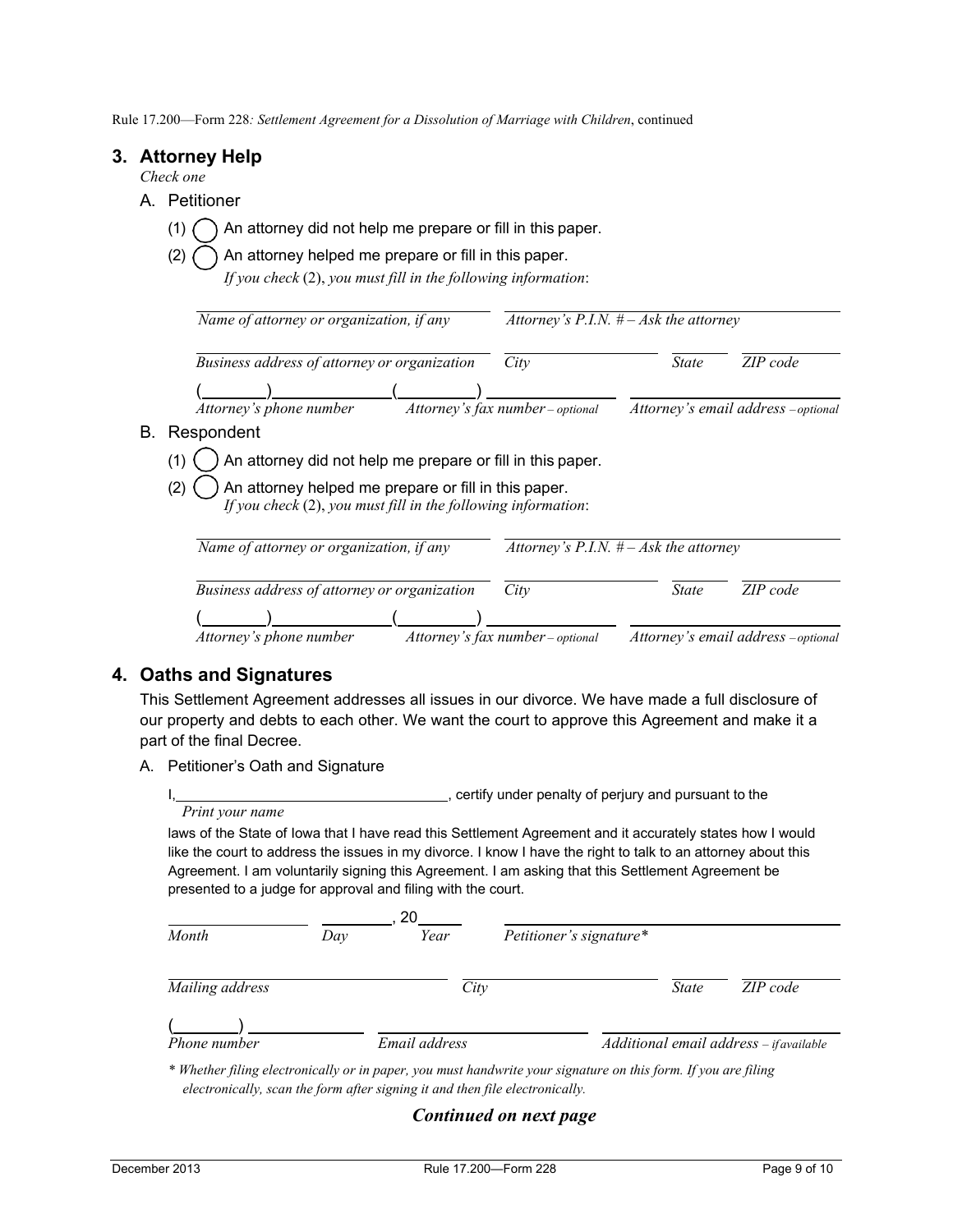Rule 17.200—Form 228*: Settlement Agreement for a Dissolution of Marriage with Children*, continued

## 3. Attorney Help

*Check one*

A. Petitioner

(1) ◯ An attorney did not help me prepare or fill in this paper.

(2) ◯ An attorney helped me prepare or fill in this paper.
*If you check* (2), *you must fill in the following information*:

| | |
|---|---|
| *Name of attorney or organization, if any* | *Attorney's P.I.N. # – Ask the attorney* |

| | | | |
|---|---|---|---|
| *Business address of attorney or organization* | *City* | *State* | *ZIP code* |

| | | |
|---|---|---|
| (        ) | (        ) | |
| *Attorney's phone number* | *Attorney's fax number – optional* | *Attorney's email address – optional* |

B. Respondent

(1) ◯ An attorney did not help me prepare or fill in this paper.

(2) ◯ An attorney helped me prepare or fill in this paper.
*If you check* (2), *you must fill in the following information*:

| | |
|---|---|
| *Name of attorney or organization, if any* | *Attorney's P.I.N. # – Ask the attorney* |

| | | | |
|---|---|---|---|
| *Business address of attorney or organization* | *City* | *State* | *ZIP code* |

| | | |
|---|---|---|
| (        ) | (        ) | |
| *Attorney's phone number* | *Attorney's fax number – optional* | *Attorney's email address – optional* |

## 4. Oaths and Signatures

This Settlement Agreement addresses all issues in our divorce. We have made a full disclosure of our property and debts to each other. We want the court to approve this Agreement and make it a part of the final Decree.

A. Petitioner's Oath and Signature

I, ______________________________, certify under penalty of perjury and pursuant to the
*Print your name*

laws of the State of Iowa that I have read this Settlement Agreement and it accurately states how I would like the court to address the issues in my divorce. I know I have the right to talk to an attorney about this Agreement. I am voluntarily signing this Agreement. I am asking that this Settlement Agreement be presented to a judge for approval and filing with the court.

| | | | |
|---|---|---|---|
| | , 20 | | |
| *Month* | *Day* | *Year* | *Petitioner's signature\** |

| | | | |
|---|---|---|---|
| *Mailing address* | *City* | *State* | *ZIP code* |

| | | |
|---|---|---|
| (        ) | | |
| *Phone number* | *Email address* | *Additional email address – if available* |

*\* Whether filing electronically or in paper, you must handwrite your signature on this form. If you are filing electronically, scan the form after signing it and then file electronically.*

***Continued on next page***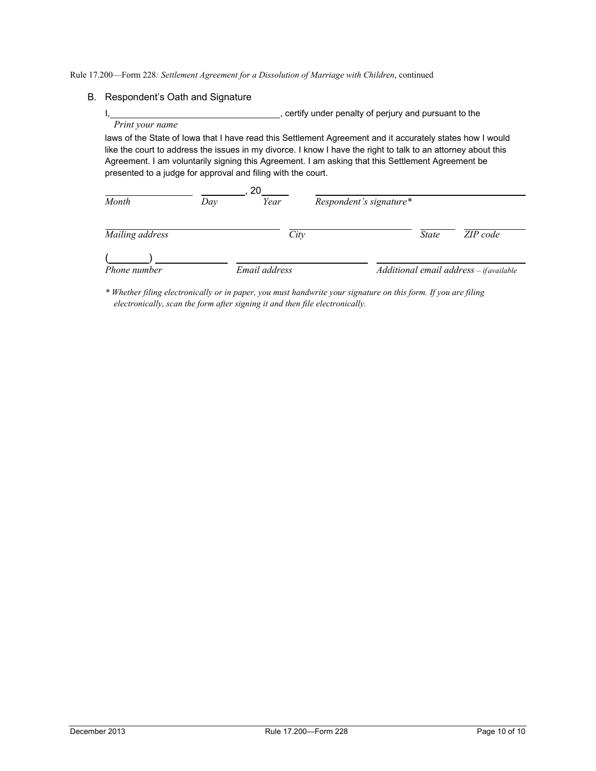Rule 17.200—Form 228*: Settlement Agreement for a Dissolution of Marriage with Children*, continued

B. Respondent's Oath and Signature

I, \_\_\_\_\_\_\_\_\_\_\_\_\_\_\_\_\_\_\_\_\_\_\_\_\_\_\_\_\_\_\_\_\_\_\_\_, certify under penalty of perjury and pursuant to the
*Print your name*

laws of the State of Iowa that I have read this Settlement Agreement and it accurately states how I would like the court to address the issues in my divorce. I know I have the right to talk to an attorney about this Agreement. I am voluntarily signing this Agreement. I am asking that this Settlement Agreement be presented to a judge for approval and filing with the court.

\_\_\_\_\_\_\_\_\_\_\_\_\_\_\_\_ \_\_\_\_\_\_\_\_, 20\_\_\_\_\_ \_\_\_\_\_\_\_\_\_\_\_\_\_\_\_\_\_\_\_\_\_\_\_\_\_\_\_\_\_\_\_\_\_\_\_\_\_\_
*Month* *Day* *Year* *Respondent's signature\**

\_\_\_\_\_\_\_\_\_\_\_\_\_\_\_\_\_\_\_\_\_\_\_\_\_\_\_\_\_\_\_\_ \_\_\_\_\_\_\_\_\_\_\_\_\_\_\_\_\_\_\_\_\_\_\_ \_\_\_\_\_\_ \_\_\_\_\_\_\_\_\_\_
*Mailing address* *City* *State* *ZIP code*

(\_\_\_\_\_\_\_) \_\_\_\_\_\_\_\_\_\_\_\_\_ \_\_\_\_\_\_\_\_\_\_\_\_\_\_\_\_\_\_\_\_\_\_\_\_ \_\_\_\_\_\_\_\_\_\_\_\_\_\_\_\_\_\_\_\_\_\_\_\_\_\_\_\_
*Phone number* *Email address* *Additional email address – if available*

*\* Whether filing electronically or in paper, you must handwrite your signature on this form. If you are filing electronically, scan the form after signing it and then file electronically.*